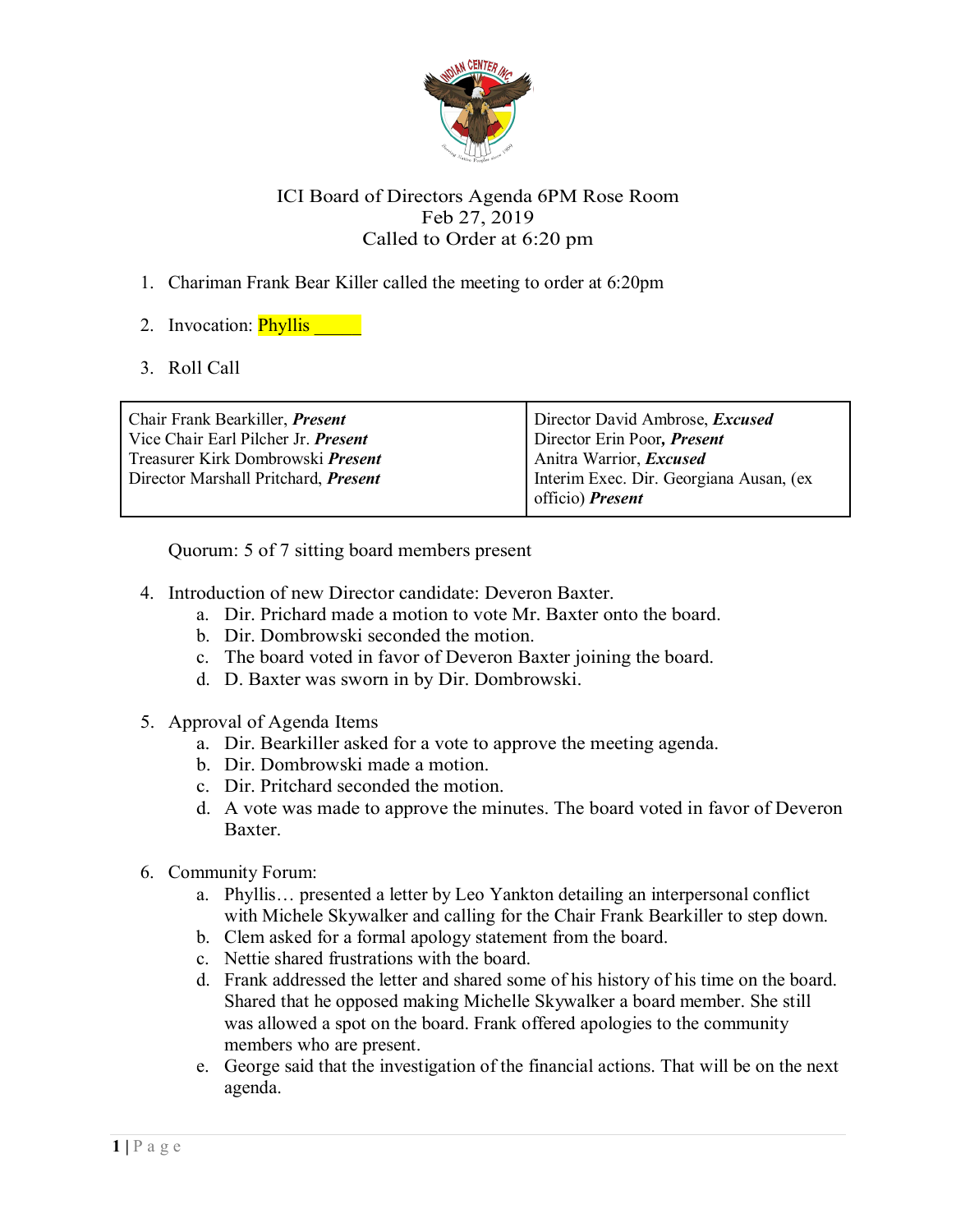ICI Board of Directors Agenda 6PM Rose Room
Feb 27, 2019
Called to Order at 6:20 pm

1. Chariman Frank Bear Killer called the meeting to order at 6:20pm

2. Invocation: Phyllis _____

3. Roll Call

| Chair Frank Bearkiller, ***Present***<br>Vice Chair Earl Pilcher Jr. ***Present***<br>Treasurer Kirk Dombrowski ***Present***<br>Director Marshall Pritchard, ***Present*** | Director David Ambrose, ***Excused***<br>Director Erin Poor***, Present***<br>Anitra Warrior, ***Excused***<br>Interim Exec. Dir. Georgiana Ausan, (ex officio) ***Present*** |
|---|---|

Quorum: 5 of 7 sitting board members present

4. Introduction of new Director candidate: Deveron Baxter.
   a. Dir. Prichard made a motion to vote Mr. Baxter onto the board.
   b. Dir. Dombrowski seconded the motion.
   c. The board voted in favor of Deveron Baxter joining the board.
   d. D. Baxter was sworn in by Dir. Dombrowski.

5. Approval of Agenda Items
   a. Dir. Bearkiller asked for a vote to approve the meeting agenda.
   b. Dir. Dombrowski made a motion.
   c. Dir. Pritchard seconded the motion.
   d. A vote was made to approve the minutes. The board voted in favor of Deveron Baxter.

6. Community Forum:
   a. Phyllis… presented a letter by Leo Yankton detailing an interpersonal conflict with Michele Skywalker and calling for the Chair Frank Bearkiller to step down.
   b. Clem asked for a formal apology statement from the board.
   c. Nettie shared frustrations with the board.
   d. Frank addressed the letter and shared some of his history of his time on the board. Shared that he opposed making Michelle Skywalker a board member. She still was allowed a spot on the board. Frank offered apologies to the community members who are present.
   e. George said that the investigation of the financial actions. That will be on the next agenda.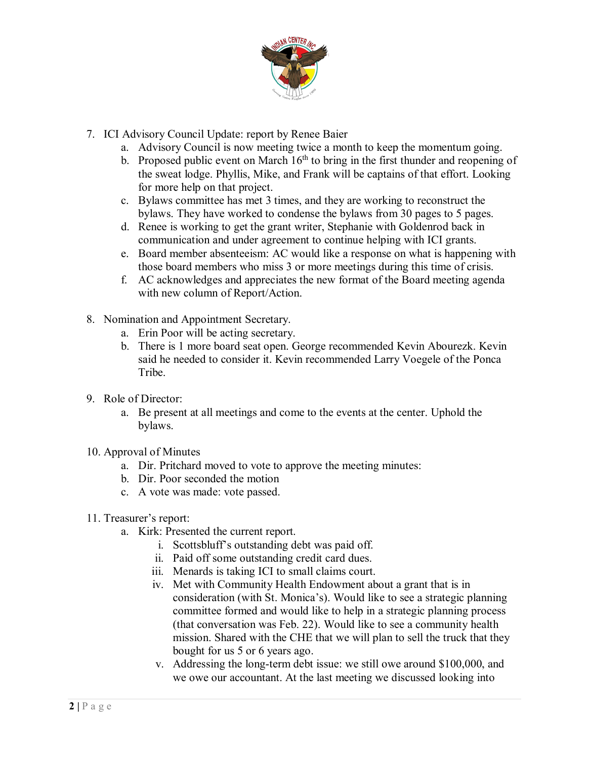7. ICI Advisory Council Update: report by Renee Baier
    a. Advisory Council is now meeting twice a month to keep the momentum going.
    b. Proposed public event on March 16th to bring in the first thunder and reopening of the sweat lodge. Phyllis, Mike, and Frank will be captains of that effort. Looking for more help on that project.
    c. Bylaws committee has met 3 times, and they are working to reconstruct the bylaws. They have worked to condense the bylaws from 30 pages to 5 pages.
    d. Renee is working to get the grant writer, Stephanie with Goldenrod back in communication and under agreement to continue helping with ICI grants.
    e. Board member absenteeism: AC would like a response on what is happening with those board members who miss 3 or more meetings during this time of crisis.
    f. AC acknowledges and appreciates the new format of the Board meeting agenda with new column of Report/Action.

8. Nomination and Appointment Secretary.
    a. Erin Poor will be acting secretary.
    b. There is 1 more board seat open. George recommended Kevin Abourezk. Kevin said he needed to consider it. Kevin recommended Larry Voegele of the Ponca Tribe.

9. Role of Director:
    a. Be present at all meetings and come to the events at the center. Uphold the bylaws.

10. Approval of Minutes
    a. Dir. Pritchard moved to vote to approve the meeting minutes:
    b. Dir. Poor seconded the motion
    c. A vote was made: vote passed.

11. Treasurer's report:
    a. Kirk: Presented the current report.
        i. Scottsbluff's outstanding debt was paid off.
        ii. Paid off some outstanding credit card dues.
        iii. Menards is taking ICI to small claims court.
        iv. Met with Community Health Endowment about a grant that is in consideration (with St. Monica's). Would like to see a strategic planning committee formed and would like to help in a strategic planning process (that conversation was Feb. 22). Would like to see a community health mission. Shared with the CHE that we will plan to sell the truck that they bought for us 5 or 6 years ago.
        v. Addressing the long-term debt issue: we still owe around $100,000, and we owe our accountant. At the last meeting we discussed looking into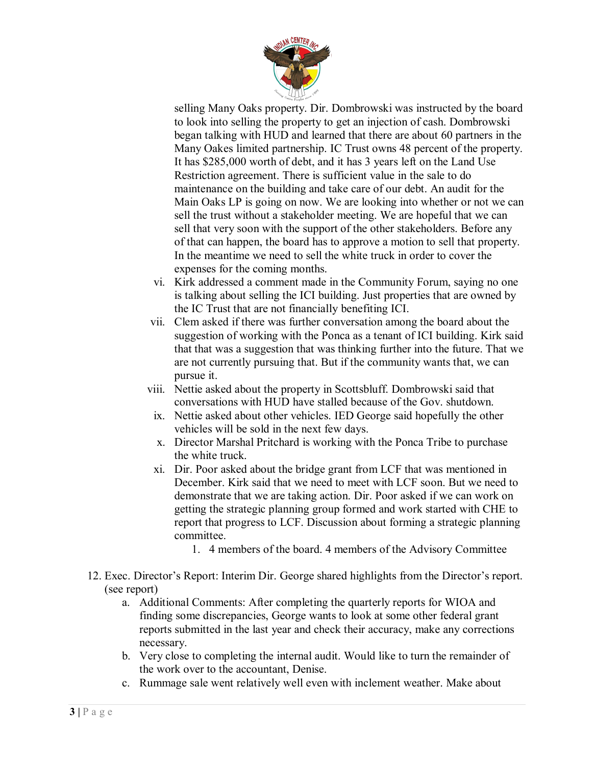selling Many Oaks property. Dir. Dombrowski was instructed by the board to look into selling the property to get an injection of cash. Dombrowski began talking with HUD and learned that there are about 60 partners in the Many Oakes limited partnership. IC Trust owns 48 percent of the property. It has $285,000 worth of debt, and it has 3 years left on the Land Use Restriction agreement. There is sufficient value in the sale to do maintenance on the building and take care of our debt. An audit for the Main Oaks LP is going on now. We are looking into whether or not we can sell the trust without a stakeholder meeting. We are hopeful that we can sell that very soon with the support of the other stakeholders. Before any of that can happen, the board has to approve a motion to sell that property. In the meantime we need to sell the white truck in order to cover the expenses for the coming months.

vi. Kirk addressed a comment made in the Community Forum, saying no one is talking about selling the ICI building. Just properties that are owned by the IC Trust that are not financially benefiting ICI.

vii. Clem asked if there was further conversation among the board about the suggestion of working with the Ponca as a tenant of ICI building. Kirk said that that was a suggestion that was thinking further into the future. That we are not currently pursuing that. But if the community wants that, we can pursue it.

viii. Nettie asked about the property in Scottsbluff. Dombrowski said that conversations with HUD have stalled because of the Gov. shutdown.

ix. Nettie asked about other vehicles. IED George said hopefully the other vehicles will be sold in the next few days.

x. Director Marshal Pritchard is working with the Ponca Tribe to purchase the white truck.

xi. Dir. Poor asked about the bridge grant from LCF that was mentioned in December. Kirk said that we need to meet with LCF soon. But we need to demonstrate that we are taking action. Dir. Poor asked if we can work on getting the strategic planning group formed and work started with CHE to report that progress to LCF. Discussion about forming a strategic planning committee.

1. 4 members of the board. 4 members of the Advisory Committee

12. Exec. Director's Report: Interim Dir. George shared highlights from the Director's report. (see report)

a. Additional Comments: After completing the quarterly reports for WIOA and finding some discrepancies, George wants to look at some other federal grant reports submitted in the last year and check their accuracy, make any corrections necessary.

b. Very close to completing the internal audit. Would like to turn the remainder of the work over to the accountant, Denise.

c. Rummage sale went relatively well even with inclement weather. Make about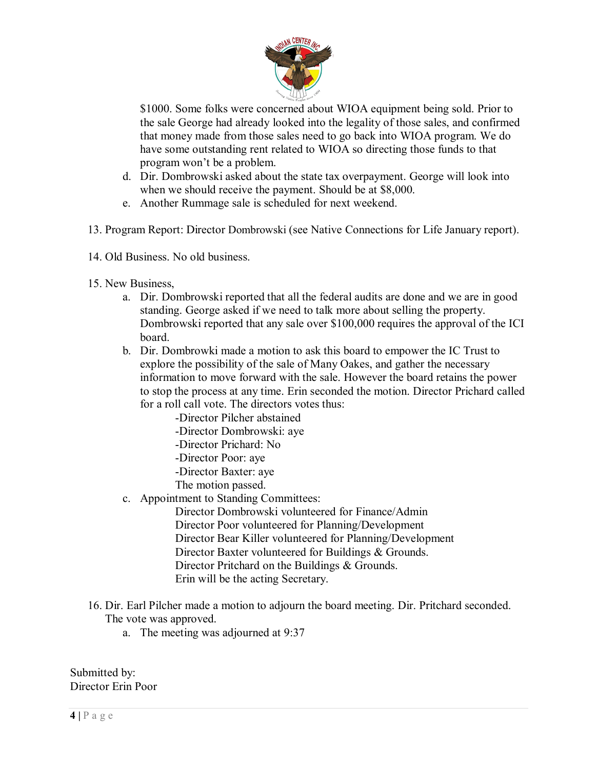$1000. Some folks were concerned about WIOA equipment being sold. Prior to the sale George had already looked into the legality of those sales, and confirmed that money made from those sales need to go back into WIOA program. We do have some outstanding rent related to WIOA so directing those funds to that program won't be a problem.

  d. Dir. Dombrowski asked about the state tax overpayment. George will look into when we should receive the payment. Should be at $8,000.
  e. Another Rummage sale is scheduled for next weekend.

13. Program Report: Director Dombrowski (see Native Connections for Life January report).

14. Old Business. No old business.

15. New Business,
    a. Dir. Dombrowski reported that all the federal audits are done and we are in good standing. George asked if we need to talk more about selling the property. Dombrowski reported that any sale over $100,000 requires the approval of the ICI board.
    b. Dir. Dombrowki made a motion to ask this board to empower the IC Trust to explore the possibility of the sale of Many Oakes, and gather the necessary information to move forward with the sale. However the board retains the power to stop the process at any time. Erin seconded the motion. Director Prichard called for a roll call vote. The directors votes thus:
       - -Director Pilcher abstained
       - -Director Dombrowski: aye
       - -Director Prichard: No
       - -Director Poor: aye
       - -Director Baxter: aye

       The motion passed.
    c. Appointment to Standing Committees:
       - Director Dombrowski volunteered for Finance/Admin
       - Director Poor volunteered for Planning/Development
       - Director Bear Killer volunteered for Planning/Development
       - Director Baxter volunteered for Buildings & Grounds.
       - Director Pritchard on the Buildings & Grounds.
       - Erin will be the acting Secretary.

16. Dir. Earl Pilcher made a motion to adjourn the board meeting. Dir. Pritchard seconded. The vote was approved.
    a. The meeting was adjourned at 9:37

Submitted by:
Director Erin Poor